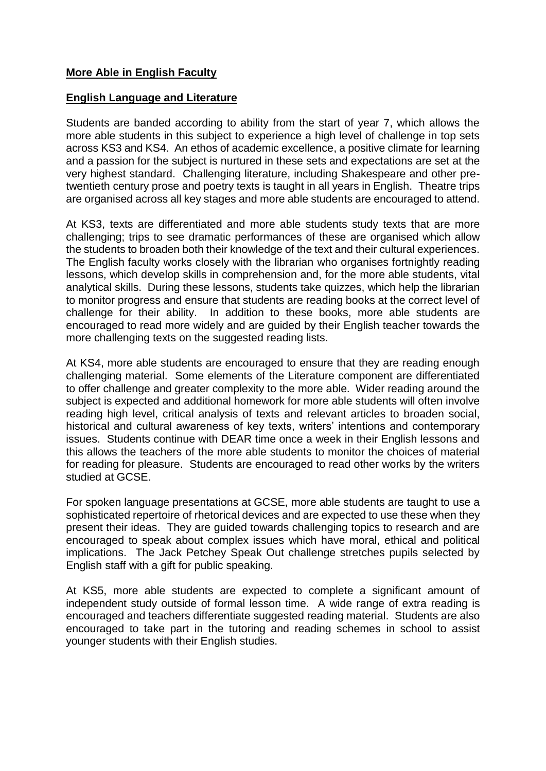**More Able in English Faculty**

**English Language and Literature**

Students are banded according to ability from the start of year 7, which allows the more able students in this subject to experience a high level of challenge in top sets across KS3 and KS4. An ethos of academic excellence, a positive climate for learning and a passion for the subject is nurtured in these sets and expectations are set at the very highest standard. Challenging literature, including Shakespeare and other pre-twentieth century prose and poetry texts is taught in all years in English. Theatre trips are organised across all key stages and more able students are encouraged to attend.

At KS3, texts are differentiated and more able students study texts that are more challenging; trips to see dramatic performances of these are organised which allow the students to broaden both their knowledge of the text and their cultural experiences. The English faculty works closely with the librarian who organises fortnightly reading lessons, which develop skills in comprehension and, for the more able students, vital analytical skills. During these lessons, students take quizzes, which help the librarian to monitor progress and ensure that students are reading books at the correct level of challenge for their ability. In addition to these books, more able students are encouraged to read more widely and are guided by their English teacher towards the more challenging texts on the suggested reading lists.

At KS4, more able students are encouraged to ensure that they are reading enough challenging material. Some elements of the Literature component are differentiated to offer challenge and greater complexity to the more able. Wider reading around the subject is expected and additional homework for more able students will often involve reading high level, critical analysis of texts and relevant articles to broaden social, historical and cultural awareness of key texts, writers' intentions and contemporary issues. Students continue with DEAR time once a week in their English lessons and this allows the teachers of the more able students to monitor the choices of material for reading for pleasure. Students are encouraged to read other works by the writers studied at GCSE.

For spoken language presentations at GCSE, more able students are taught to use a sophisticated repertoire of rhetorical devices and are expected to use these when they present their ideas. They are guided towards challenging topics to research and are encouraged to speak about complex issues which have moral, ethical and political implications. The Jack Petchey Speak Out challenge stretches pupils selected by English staff with a gift for public speaking.

At KS5, more able students are expected to complete a significant amount of independent study outside of formal lesson time. A wide range of extra reading is encouraged and teachers differentiate suggested reading material. Students are also encouraged to take part in the tutoring and reading schemes in school to assist younger students with their English studies.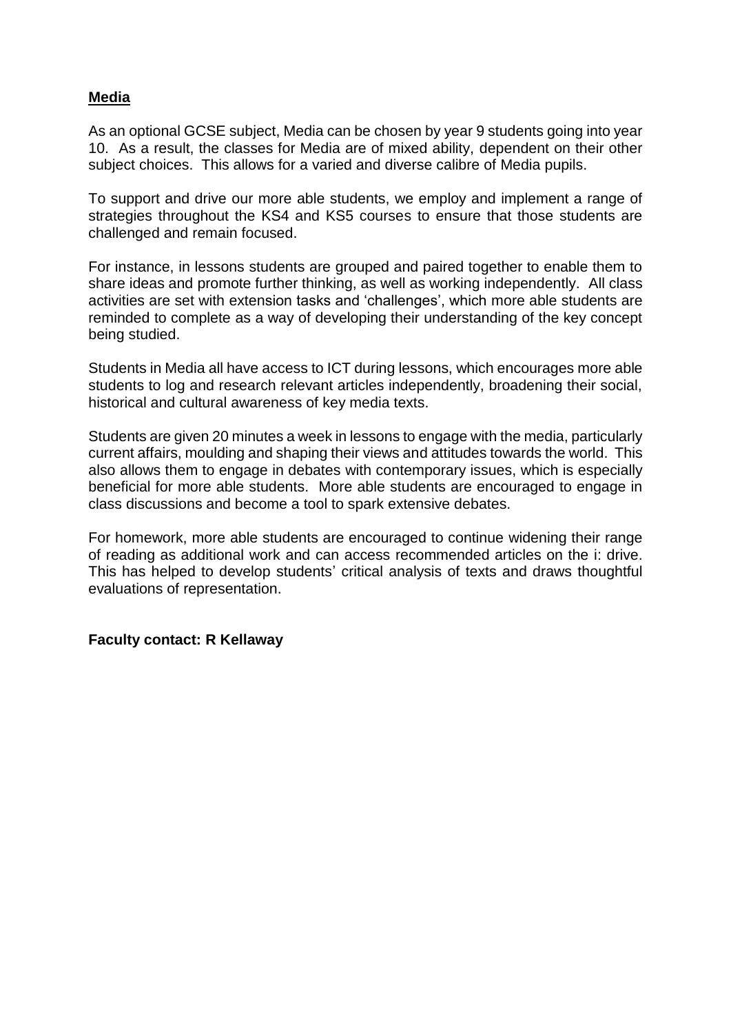## Media

As an optional GCSE subject, Media can be chosen by year 9 students going into year 10. As a result, the classes for Media are of mixed ability, dependent on their other subject choices. This allows for a varied and diverse calibre of Media pupils.

To support and drive our more able students, we employ and implement a range of strategies throughout the KS4 and KS5 courses to ensure that those students are challenged and remain focused.

For instance, in lessons students are grouped and paired together to enable them to share ideas and promote further thinking, as well as working independently. All class activities are set with extension tasks and 'challenges', which more able students are reminded to complete as a way of developing their understanding of the key concept being studied.

Students in Media all have access to ICT during lessons, which encourages more able students to log and research relevant articles independently, broadening their social, historical and cultural awareness of key media texts.

Students are given 20 minutes a week in lessons to engage with the media, particularly current affairs, moulding and shaping their views and attitudes towards the world. This also allows them to engage in debates with contemporary issues, which is especially beneficial for more able students. More able students are encouraged to engage in class discussions and become a tool to spark extensive debates.

For homework, more able students are encouraged to continue widening their range of reading as additional work and can access recommended articles on the i: drive. This has helped to develop students' critical analysis of texts and draws thoughtful evaluations of representation.

**Faculty contact: R Kellaway**